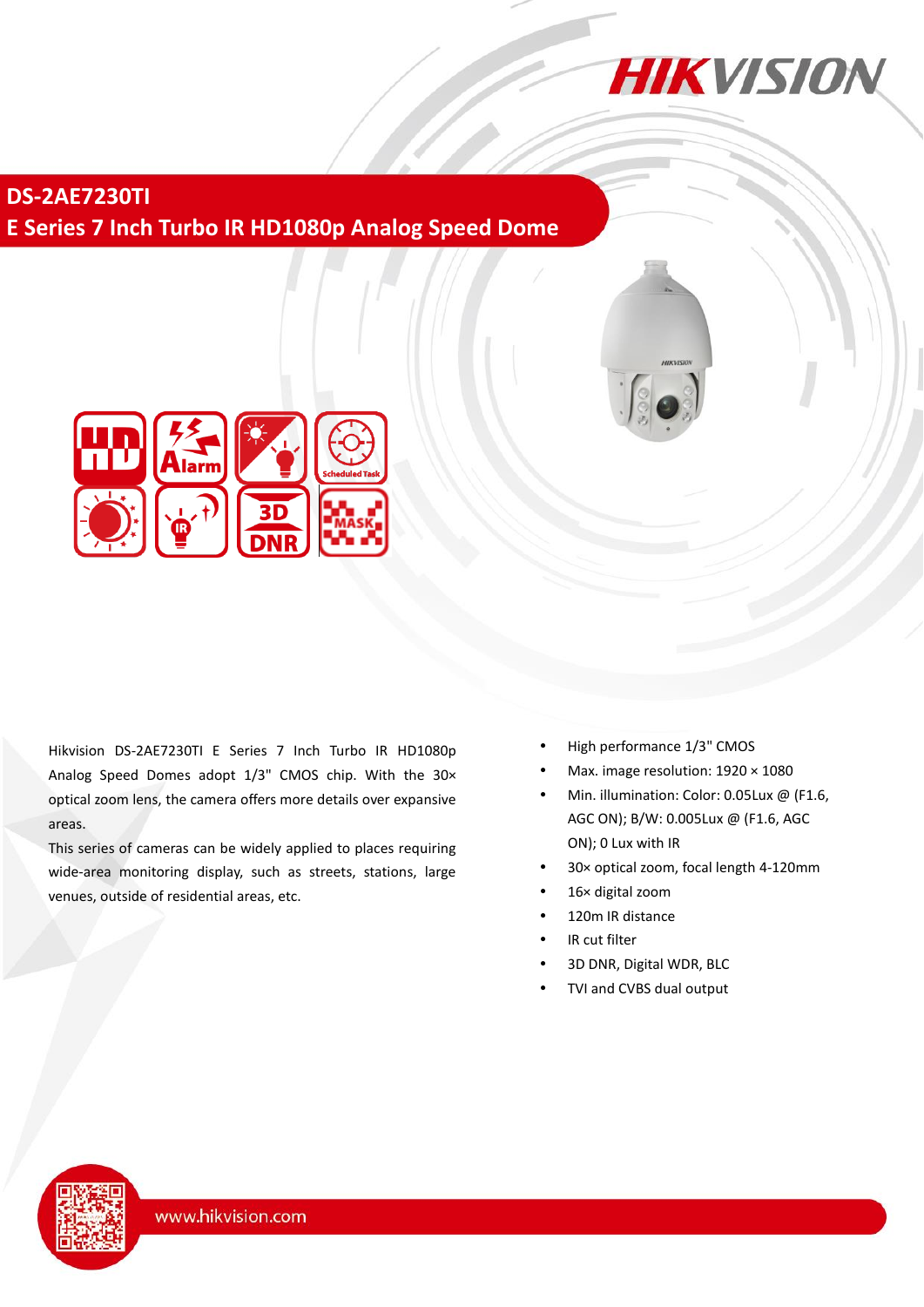# DS-2AE7230TI

## E Series 7 Inch Turbo IR HD1080p Analog Speed Dome

Hikvision DS-2AE7230TI E Series 7 Inch Turbo IR HD1080p Analog Speed Domes adopt 1/3" CMOS chip. With the 30× optical zoom lens, the camera offers more details over expansive areas.

This series of cameras can be widely applied to places requiring wide-area monitoring display, such as streets, stations, large venues, outside of residential areas, etc.

- High performance 1/3" CMOS
- Max. image resolution: 1920 × 1080
- Min. illumination: Color: 0.05Lux @ (F1.6, AGC ON); B/W: 0.005Lux @ (F1.6, AGC ON); 0 Lux with IR
- 30× optical zoom, focal length 4-120mm
- 16× digital zoom
- 120m IR distance
- IR cut filter
- 3D DNR, Digital WDR, BLC
- TVI and CVBS dual output

www.hikvision.com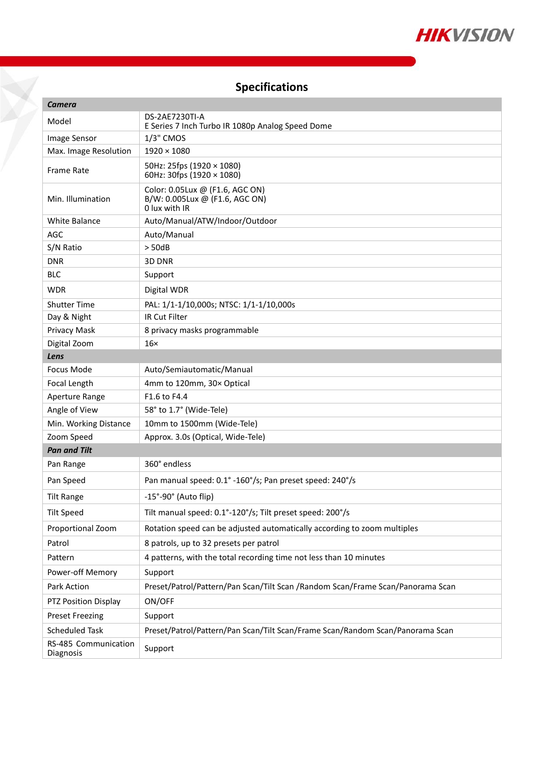## Specifications

| ***Camera*** | |
|---|---|
| Model | DS-2AE7230TI-A<br>E Series 7 Inch Turbo IR 1080p Analog Speed Dome |
| Image Sensor | 1/3" CMOS |
| Max. Image Resolution | 1920 × 1080 |
| Frame Rate | 50Hz: 25fps (1920 × 1080)<br>60Hz: 30fps (1920 × 1080) |
| Min. Illumination | Color: 0.05Lux @ (F1.6, AGC ON)<br>B/W: 0.005Lux @ (F1.6, AGC ON)<br>0 lux with IR |
| White Balance | Auto/Manual/ATW/Indoor/Outdoor |
| AGC | Auto/Manual |
| S/N Ratio | > 50dB |
| DNR | 3D DNR |
| BLC | Support |
| WDR | Digital WDR |
| Shutter Time | PAL: 1/1-1/10,000s; NTSC: 1/1-1/10,000s |
| Day & Night | IR Cut Filter |
| Privacy Mask | 8 privacy masks programmable |
| Digital Zoom | 16× |
| ***Lens*** | |
| Focus Mode | Auto/Semiautomatic/Manual |
| Focal Length | 4mm to 120mm, 30× Optical |
| Aperture Range | F1.6 to F4.4 |
| Angle of View | 58° to 1.7° (Wide-Tele) |
| Min. Working Distance | 10mm to 1500mm (Wide-Tele) |
| Zoom Speed | Approx. 3.0s (Optical, Wide-Tele) |
| ***Pan and Tilt*** | |
| Pan Range | 360° endless |
| Pan Speed | Pan manual speed: 0.1° -160°/s; Pan preset speed: 240°/s |
| Tilt Range | -15°-90° (Auto flip) |
| Tilt Speed | Tilt manual speed: 0.1°-120°/s; Tilt preset speed: 200°/s |
| Proportional Zoom | Rotation speed can be adjusted automatically according to zoom multiples |
| Patrol | 8 patrols, up to 32 presets per patrol |
| Pattern | 4 patterns, with the total recording time not less than 10 minutes |
| Power-off Memory | Support |
| Park Action | Preset/Patrol/Pattern/Pan Scan/Tilt Scan /Random Scan/Frame Scan/Panorama Scan |
| PTZ Position Display | ON/OFF |
| Preset Freezing | Support |
| Scheduled Task | Preset/Patrol/Pattern/Pan Scan/Tilt Scan/Frame Scan/Random Scan/Panorama Scan |
| RS-485 Communication Diagnosis | Support |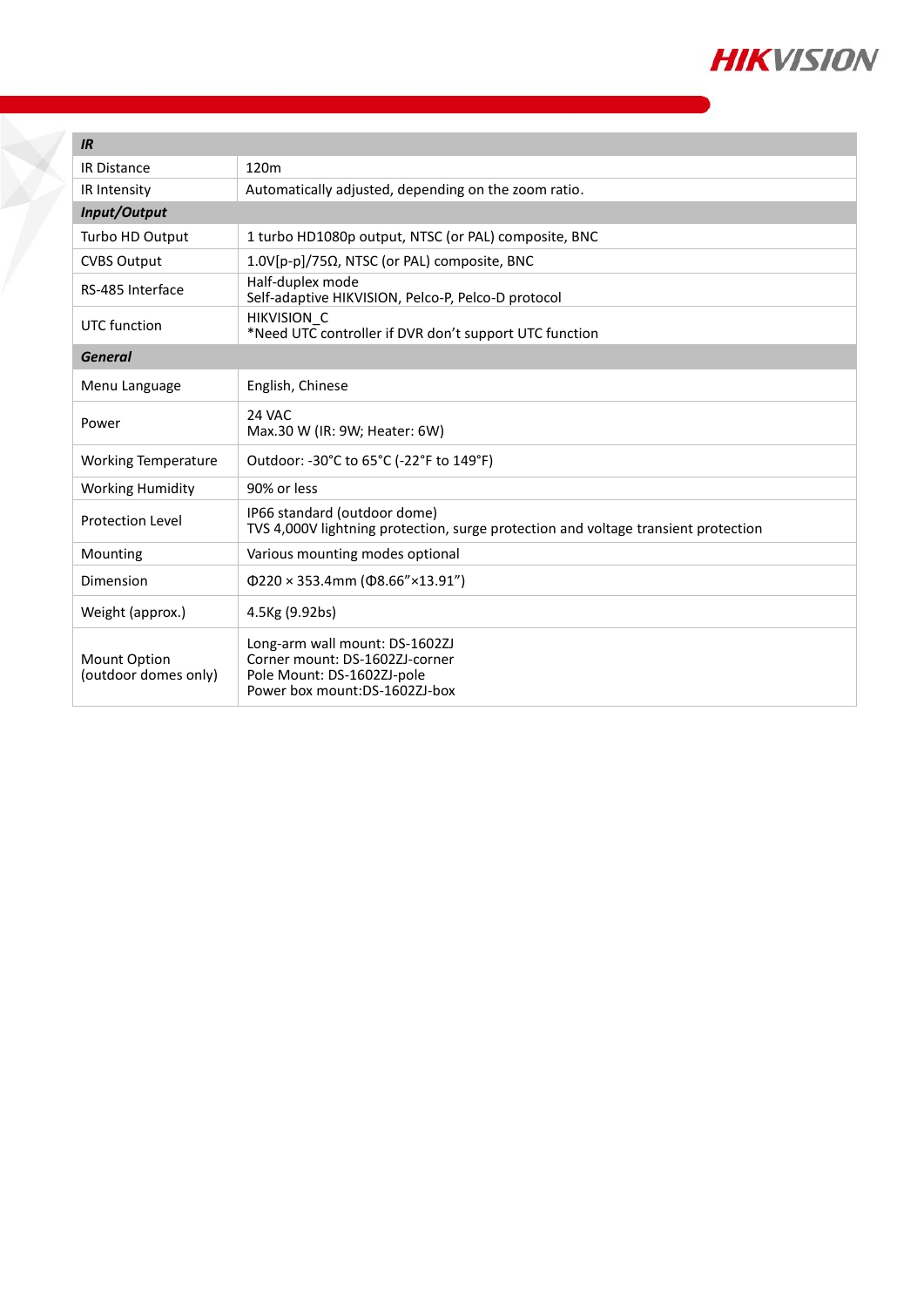| IR | |
|---|---|
| IR Distance | 120m |
| IR Intensity | Automatically adjusted, depending on the zoom ratio. |
| ***Input/Output*** | |
| Turbo HD Output | 1 turbo HD1080p output, NTSC (or PAL) composite, BNC |
| CVBS Output | 1.0V[p-p]/75Ω, NTSC (or PAL) composite, BNC |
| RS-485 Interface | Half-duplex mode<br>Self-adaptive HIKVISION, Pelco-P, Pelco-D protocol |
| UTC function | HIKVISION_C<br>*Need UTC controller if DVR don't support UTC function |
| ***General*** | |
| Menu Language | English, Chinese |
| Power | 24 VAC<br>Max.30 W (IR: 9W; Heater: 6W) |
| Working Temperature | Outdoor: -30°C to 65°C (-22°F to 149°F) |
| Working Humidity | 90% or less |
| Protection Level | IP66 standard (outdoor dome)<br>TVS 4,000V lightning protection, surge protection and voltage transient protection |
| Mounting | Various mounting modes optional |
| Dimension | Φ220 × 353.4mm (Φ8.66"×13.91") |
| Weight (approx.) | 4.5Kg (9.92bs) |
| Mount Option<br>(outdoor domes only) | Long-arm wall mount: DS-1602ZJ<br>Corner mount: DS-1602ZJ-corner<br>Pole Mount: DS-1602ZJ-pole<br>Power box mount:DS-1602ZJ-box |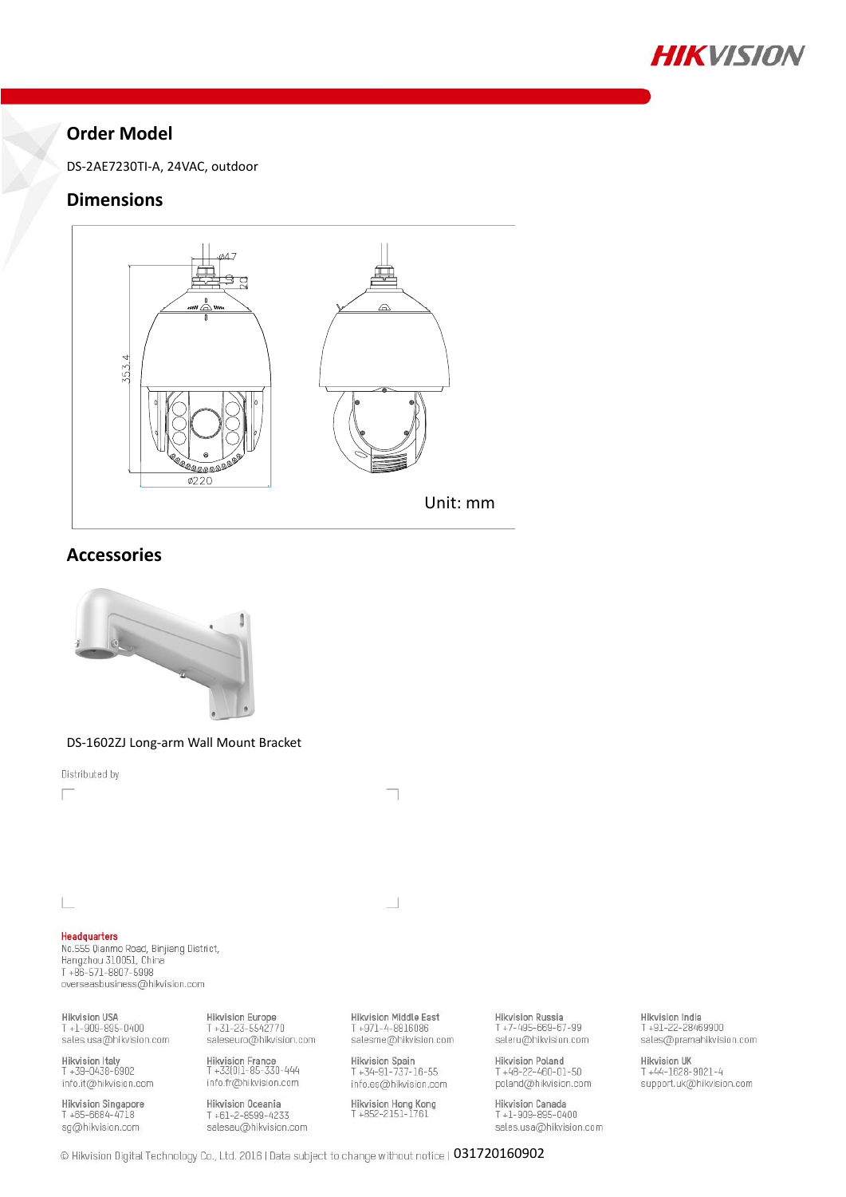## Order Model

DS-2AE7230TI-A, 24VAC, outdoor

## Dimensions

ø47

20

353.4

ø220

Unit: mm

## Accessories

DS-1602ZJ Long-arm Wall Mount Bracket

Distributed by

**Headquarters**
No.555 Qianmo Road, Binjiang District,
Hangzhou 310051, China
T +86-571-8807-5998
overseasbusiness@hikvision.com

**Hikvision USA**
T +1-909-895-0400
sales.usa@hikvision.com

**Hikvision Europe**
T +31-23-5542770
saleseuro@hikvision.com

**Hikvision Middle East**
T +971-4-8816086
salesme@hikvision.com

**Hikvision Russia**
T +7-495-669-67-99
saleru@hikvision.com

**Hikvision India**
T +91-22-28469900
sales@pramahikvision.com

**Hikvision Italy**
T +39-0438-6902
info.it@hikvision.com

**Hikvision France**
T +33(0)1-85-330-444
info.fr@hikvision.com

**Hikvision Spain**
T +34-91-737-16-55
info.es@hikvision.com

**Hikvision Poland**
T +48-22-460-01-50
poland@hikvision.com

**Hikvision UK**
T +44-1628-9021-4
support.uk@hikvision.com

**Hikvision Singapore**
T +65-6684-4718
sg@hikvision.com

**Hikvision Oceania**
T +61-2-8599-4233
salesau@hikvision.com

**Hikvision Hong Kong**
T +852-2151-1761

**Hikvision Canada**
T +1-909-895-0400
sales.usa@hikvision.com

© Hikvision Digital Technology Co., Ltd. 2016 | Data subject to change without notice | 031720160902